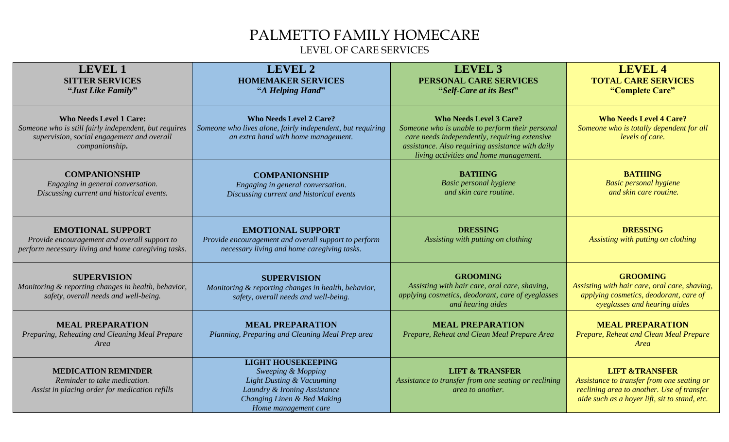# PALMETTO FAMILY HOMECARE

## LEVEL OF CARE SERVICES

| **LEVEL 1**<br>**SITTER SERVICES**<br>**"*Just Like Family*"** | **LEVEL 2**<br>**HOMEMAKER SERVICES**<br>**"*A Helping Hand*"** | **LEVEL 3**<br>**PERSONAL CARE SERVICES**<br>**"*Self-Care at its Best*"** | **LEVEL 4**<br>**TOTAL CARE SERVICES**<br>**"Complete Care"** |
|---|---|---|---|
| **Who Needs Level 1 Care:**<br>*Someone who is still fairly independent, but requires supervision, social engagement and overall companionship.* | **Who Needs Level 2 Care?**<br>*Someone who lives alone, fairly independent, but requiring an extra hand with home management.* | **Who Needs Level 3 Care?**<br>*Someone who is unable to perform their personal care needs independently, requiring extensive assistance. Also requiring assistance with daily living activities and home management.* | **Who Needs Level 4 Care?**<br>*Someone who is totally dependent for all levels of care.* |
| **COMPANIONSHIP**<br>*Engaging in general conversation. Discussing current and historical events.* | **COMPANIONSHIP**<br>*Engaging in general conversation. Discussing current and historical events* | **BATHING**<br>*Basic personal hygiene and skin care routine.* | **BATHING**<br>*Basic personal hygiene and skin care routine.* |
| **EMOTIONAL SUPPORT**<br>*Provide encouragement and overall support to perform necessary living and home caregiving tasks.* | **EMOTIONAL SUPPORT**<br>*Provide encouragement and overall support to perform necessary living and home caregiving tasks.* | **DRESSING**<br>*Assisting with putting on clothing* | **DRESSING**<br>*Assisting with putting on clothing* |
| **SUPERVISION**<br>*Monitoring & reporting changes in health, behavior, safety, overall needs and well-being.* | **SUPERVISION**<br>*Monitoring & reporting changes in health, behavior, safety, overall needs and well-being.* | **GROOMING**<br>*Assisting with hair care, oral care, shaving, applying cosmetics, deodorant, care of eyeglasses and hearing aides* | **GROOMING**<br>*Assisting with hair care, oral care, shaving, applying cosmetics, deodorant, care of eyeglasses and hearing aides* |
| **MEAL PREPARATION**<br>*Preparing, Reheating and Cleaning Meal Prepare Area* | **MEAL PREPARATION**<br>*Planning, Preparing and Cleaning Meal Prep area* | **MEAL PREPARATION**<br>*Prepare, Reheat and Clean Meal Prepare Area* | **MEAL PREPARATION**<br>*Prepare, Reheat and Clean Meal Prepare Area* |
| **MEDICATION REMINDER**<br>*Reminder to take medication. Assist in placing order for medication refills* | **LIGHT HOUSEKEEPING**<br>*Sweeping & Mopping*<br>*Light Dusting & Vacuuming*<br>*Laundry & Ironing Assistance*<br>*Changing Linen & Bed Making*<br>*Home management care* | **LIFT & TRANSFER**<br>*Assistance to transfer from one seating or reclining area to another.* | **LIFT &TRANSFER**<br>*Assistance to transfer from one seating or reclining area to another. Use of transfer aide such as a hoyer lift, sit to stand, etc.* |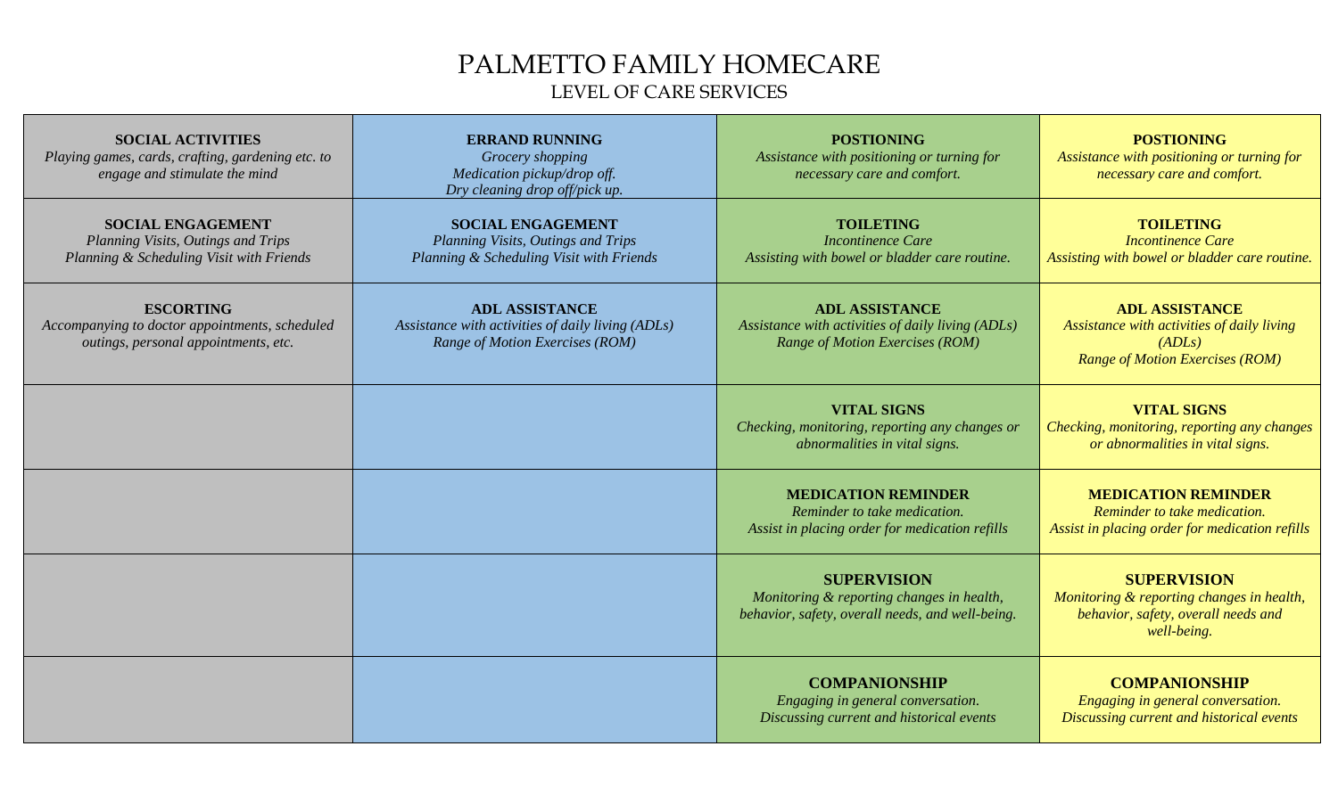# PALMETTO FAMILY HOMECARE

## LEVEL OF CARE SERVICES

| | | | |
|---|---|---|---|
| **SOCIAL ACTIVITIES**<br>*Playing games, cards, crafting, gardening etc. to engage and stimulate the mind* | **ERRAND RUNNING**<br>*Grocery shopping*<br>*Medication pickup/drop off.*<br>*Dry cleaning drop off/pick up.* | **POSTIONING**<br>*Assistance with positioning or turning for necessary care and comfort.* | **POSTIONING**<br>*Assistance with positioning or turning for necessary care and comfort.* |
| **SOCIAL ENGAGEMENT**<br>*Planning Visits, Outings and Trips*<br>*Planning & Scheduling Visit with Friends* | **SOCIAL ENGAGEMENT**<br>*Planning Visits, Outings and Trips*<br>*Planning & Scheduling Visit with Friends* | **TOILETING**<br>*Incontinence Care*<br>*Assisting with bowel or bladder care routine.* | **TOILETING**<br>*Incontinence Care*<br>*Assisting with bowel or bladder care routine.* |
| **ESCORTING**<br>*Accompanying to doctor appointments, scheduled outings, personal appointments, etc.* | **ADL ASSISTANCE**<br>*Assistance with activities of daily living (ADLs)*<br>*Range of Motion Exercises (ROM)* | **ADL ASSISTANCE**<br>*Assistance with activities of daily living (ADLs)*<br>*Range of Motion Exercises (ROM)* | **ADL ASSISTANCE**<br>*Assistance with activities of daily living (ADLs)*<br>*Range of Motion Exercises (ROM)* |
| | | **VITAL SIGNS**<br>*Checking, monitoring, reporting any changes or abnormalities in vital signs.* | **VITAL SIGNS**<br>*Checking, monitoring, reporting any changes or abnormalities in vital signs.* |
| | | **MEDICATION REMINDER**<br>*Reminder to take medication.*<br>*Assist in placing order for medication refills* | **MEDICATION REMINDER**<br>*Reminder to take medication.*<br>*Assist in placing order for medication refills* |
| | | **SUPERVISION**<br>*Monitoring & reporting changes in health, behavior, safety, overall needs, and well-being.* | **SUPERVISION**<br>*Monitoring & reporting changes in health, behavior, safety, overall needs and well-being.* |
| | | **COMPANIONSHIP**<br>*Engaging in general conversation.*<br>*Discussing current and historical events* | **COMPANIONSHIP**<br>*Engaging in general conversation.*<br>*Discussing current and historical events* |